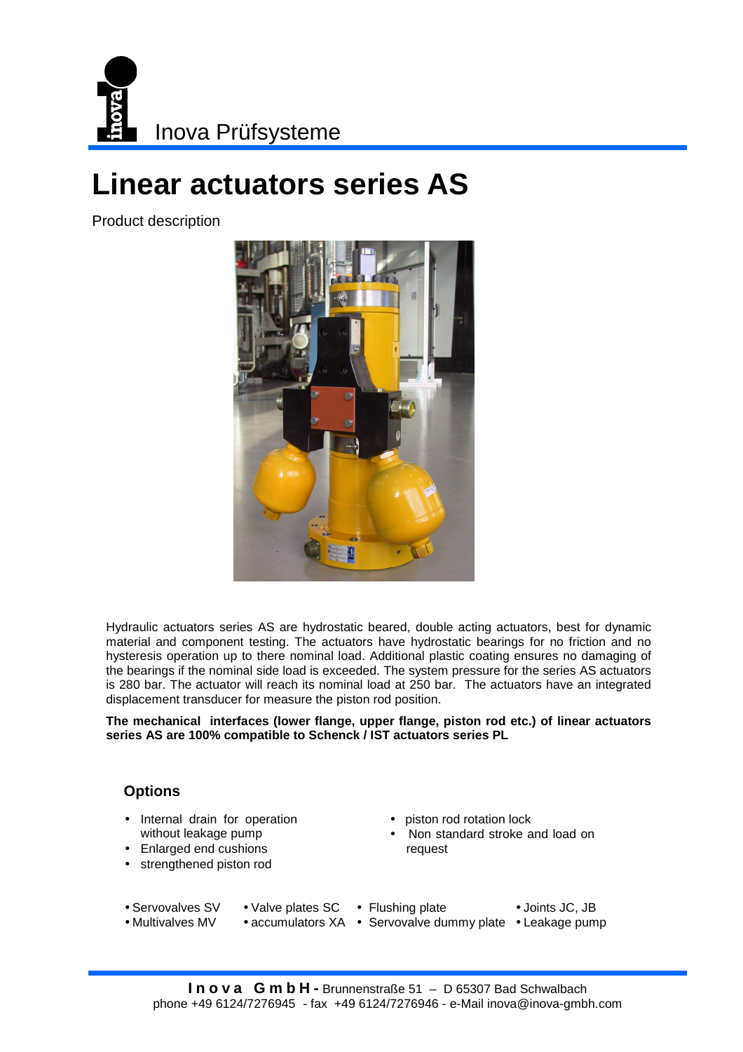Inova Prüfsysteme

# Linear actuators series AS

Product description

Hydraulic actuators series AS are hydrostatic beared, double acting actuators, best for dynamic material and component testing. The actuators have hydrostatic bearings for no friction and no hysteresis operation up to there nominal load. Additional plastic coating ensures no damaging of the bearings if the nominal side load is exceeded. The system pressure for the series AS actuators is 280 bar. The actuator will reach its nominal load at 250 bar. The actuators have an integrated displacement transducer for measure the piston rod position.

**The mechanical interfaces (lower flange, upper flange, piston rod etc.) of linear actuators series AS are 100% compatible to Schenck / IST actuators series PL**

## Options

- Internal drain for operation without leakage pump
- Enlarged end cushions
- strengthened piston rod
- piston rod rotation lock
- Non standard stroke and load on request

- Servovalves SV
- Multivalves MV
- Valve plates SC
- accumulators XA
- Flushing plate
- Servovalve dummy plate
- Joints JC, JB
- Leakage pump

**Inova GmbH -** Brunnenstraße 51 – D 65307 Bad Schwalbach
phone +49 6124/7276945 - fax +49 6124/7276946 - e-Mail inova@inova-gmbh.com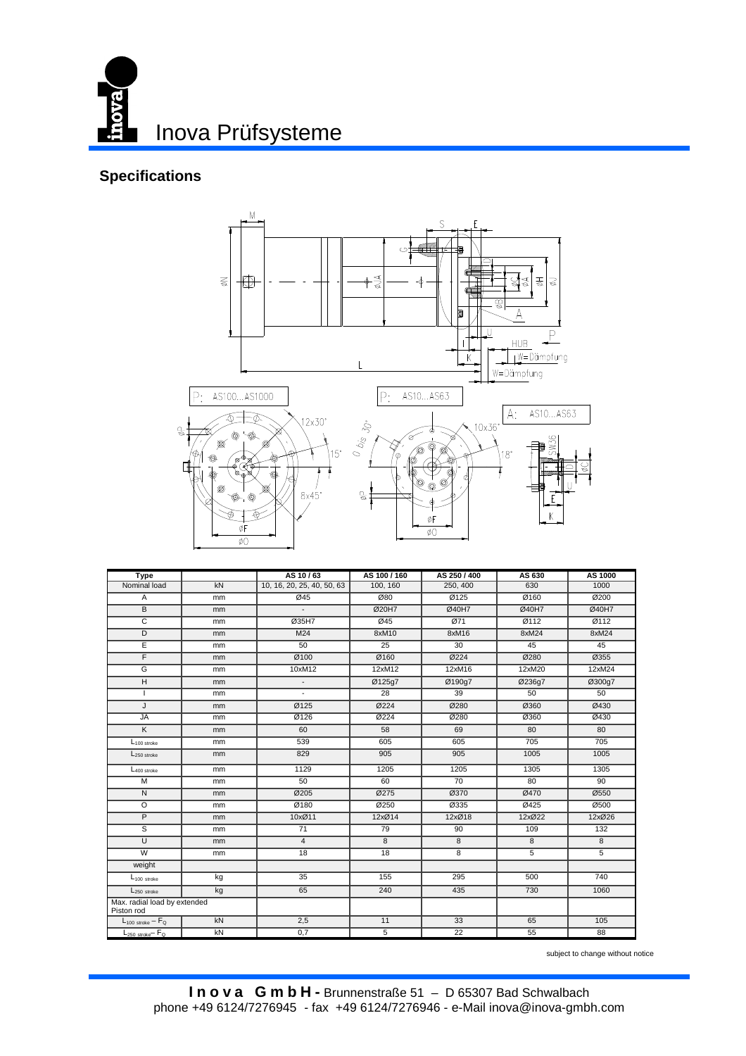# Inova Prüfsysteme

## Specifications

M

S

E

C

ØN

ØJA

D

ØG

ØA

ØH

ØJ

ØB

A

U

P

I

HUB

W=Dämpfung

L

K

W=Dämpfung

P: AS100...AS1000

P: AS10...AS63

A: AS10...AS63

12x30°

15°

8x45°

ØP

ØF

ØO

0 bis 30°

10x36°

18°

SW36

ØP

ØF

ØO

D

ØC

E

K

| Type | | AS 10 / 63 | AS 100 / 160 | AS 250 / 400 | AS 630 | AS 1000 |
|---|---|---|---|---|---|---|
| Nominal load | kN | 10, 16, 20, 25, 40, 50, 63 | 100, 160 | 250, 400 | 630 | 1000 |
| A | mm | Ø45 | Ø80 | Ø125 | Ø160 | Ø200 |
| B | mm | - | Ø20H7 | Ø40H7 | Ø40H7 | Ø40H7 |
| C | mm | Ø35H7 | Ø45 | Ø71 | Ø112 | Ø112 |
| D | mm | M24 | 8xM10 | 8xM16 | 8xM24 | 8xM24 |
| E | mm | 50 | 25 | 30 | 45 | 45 |
| F | mm | Ø100 | Ø160 | Ø224 | Ø280 | Ø355 |
| G | mm | 10xM12 | 12xM12 | 12xM16 | 12xM20 | 12xM24 |
| H | mm | - | Ø125g7 | Ø190g7 | Ø236g7 | Ø300g7 |
| I | mm | - | 28 | 39 | 50 | 50 |
| J | mm | Ø125 | Ø224 | Ø280 | Ø360 | Ø430 |
| JA | mm | Ø126 | Ø224 | Ø280 | Ø360 | Ø430 |
| K | mm | 60 | 58 | 69 | 80 | 80 |
| $L_{100\ stroke}$ | mm | 539 | 605 | 605 | 705 | 705 |
| $L_{250\ stroke}$ | mm | 829 | 905 | 905 | 1005 | 1005 |
| $L_{400\ stroke}$ | mm | 1129 | 1205 | 1205 | 1305 | 1305 |
| M | mm | 50 | 60 | 70 | 80 | 90 |
| N | mm | Ø205 | Ø275 | Ø370 | Ø470 | Ø550 |
| O | mm | Ø180 | Ø250 | Ø335 | Ø425 | Ø500 |
| P | mm | 10xØ11 | 12xØ14 | 12xØ18 | 12xØ22 | 12xØ26 |
| S | mm | 71 | 79 | 90 | 109 | 132 |
| U | mm | 4 | 8 | 8 | 8 | 8 |
| W | mm | 18 | 18 | 8 | 5 | 5 |
| weight | | | | | | |
| $L_{100\ stroke}$ | kg | 35 | 155 | 295 | 500 | 740 |
| $L_{250\ stroke}$ | kg | 65 | 240 | 435 | 730 | 1060 |
| Max. radial load by extended Piston rod | | | | | | |
| $L_{100\ stroke} - F_Q$ | kN | 2,5 | 11 | 33 | 65 | 105 |
| $L_{250\ stroke} - F_Q$ | kN | 0,7 | 5 | 22 | 55 | 88 |

subject to change without notice

**I n o v a G m b H -** Brunnenstraße 51 – D 65307 Bad Schwalbach
phone +49 6124/7276945 - fax +49 6124/7276946 - e-Mail inova@inova-gmbh.com